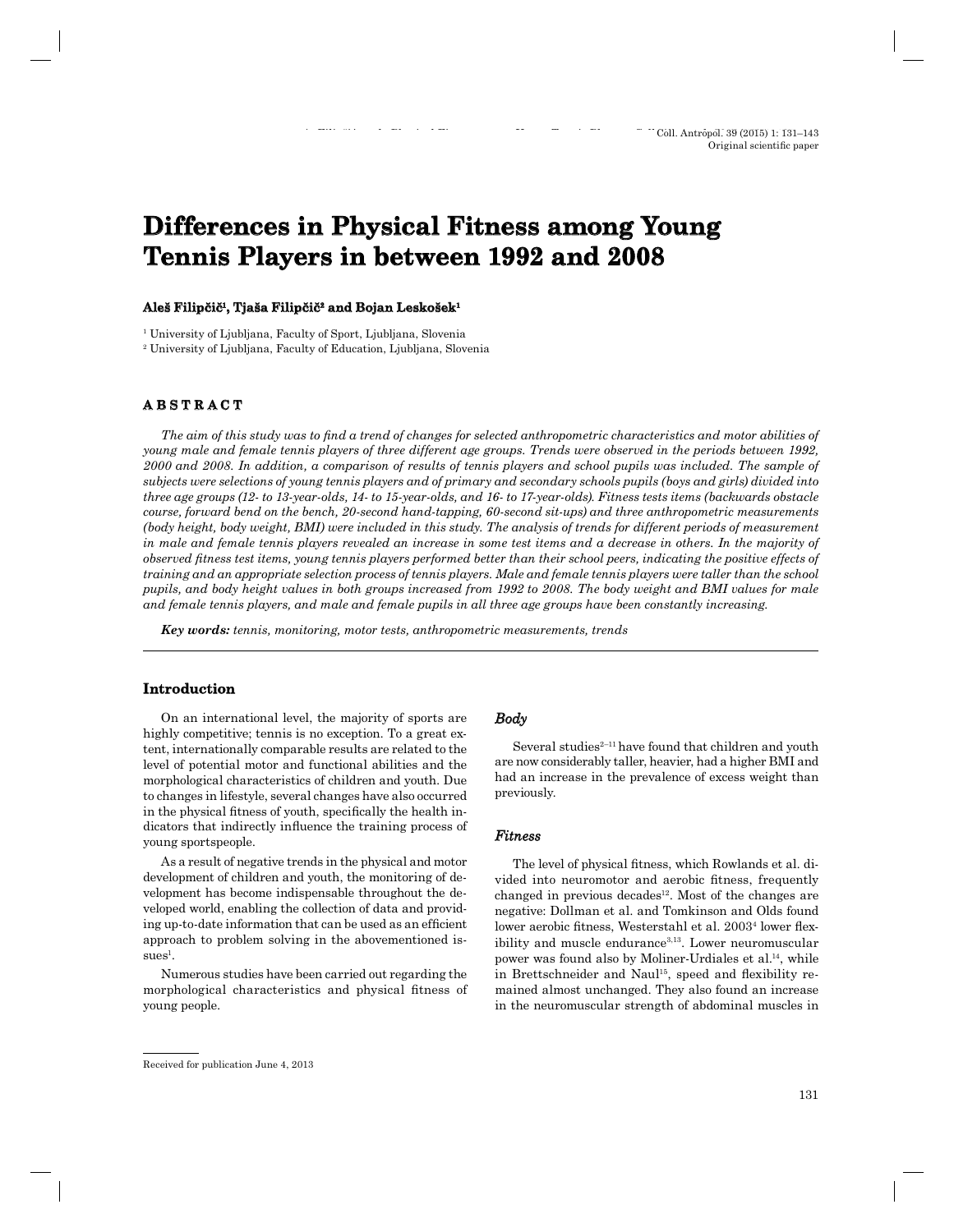# Differences in Physical Fitness among Young Tennis Players in between 1992 and 2008

**Aleš Filipčič[1], Tjaša Filipčič[2] and Bojan Leskošek[1]**

[1] University of Ljubljana, Faculty of Sport, Ljubljana, Slovenia

[2] University of Ljubljana, Faculty of Education, Ljubljana, Slovenia

## ABSTRACT

*The aim of this study was to find a trend of changes for selected anthropometric characteristics and motor abilities of young male and female tennis players of three different age groups. Trends were observed in the periods between 1992, 2000 and 2008. In addition, a comparison of results of tennis players and school pupils was included. The sample of subjects were selections of young tennis players and of primary and secondary schools pupils (boys and girls) divided into three age groups (12- to 13-year-olds, 14- to 15-year-olds, and 16- to 17-year-olds). Fitness tests items (backwards obstacle course, forward bend on the bench, 20-second hand-tapping, 60-second sit-ups) and three anthropometric measurements (body height, body weight, BMI) were included in this study. The analysis of trends for different periods of measurement in male and female tennis players revealed an increase in some test items and a decrease in others. In the majority of observed fitness test items, young tennis players performed better than their school peers, indicating the positive effects of training and an appropriate selection process of tennis players. Male and female tennis players were taller than the school pupils, and body height values in both groups increased from 1992 to 2008. The body weight and BMI values for male and female tennis players, and male and female pupils in all three age groups have been constantly increasing.*

***Key words:*** *tennis, monitoring, motor tests, anthropometric measurements, trends*

## Introduction

On an international level, the majority of sports are highly competitive; tennis is no exception. To a great extent, internationally comparable results are related to the level of potential motor and functional abilities and the morphological characteristics of children and youth. Due to changes in lifestyle, several changes have also occurred in the physical fitness of youth, specifically the health indicators that indirectly influence the training process of young sportspeople.

As a result of negative trends in the physical and motor development of children and youth, the monitoring of development has become indispensable throughout the developed world, enabling the collection of data and providing up-to-date information that can be used as an efficient approach to problem solving in the abovementioned issues[1].

Numerous studies have been carried out regarding the morphological characteristics and physical fitness of young people.

### *Body*

Several studies[2–11] have found that children and youth are now considerably taller, heavier, had a higher BMI and had an increase in the prevalence of excess weight than previously.

### *Fitness*

The level of physical fitness, which Rowlands et al. divided into neuromotor and aerobic fitness, frequently changed in previous decades[12]. Most of the changes are negative: Dollman et al. and Tomkinson and Olds found lower aerobic fitness, Westerstahl et al. 2003[4] lower flexibility and muscle endurance[3,13]. Lower neuromuscular power was found also by Moliner-Urdiales et al.[14], while in Brettschneider and Naul[15], speed and flexibility remained almost unchanged. They also found an increase in the neuromuscular strength of abdominal muscles in

Received for publication June 4, 2013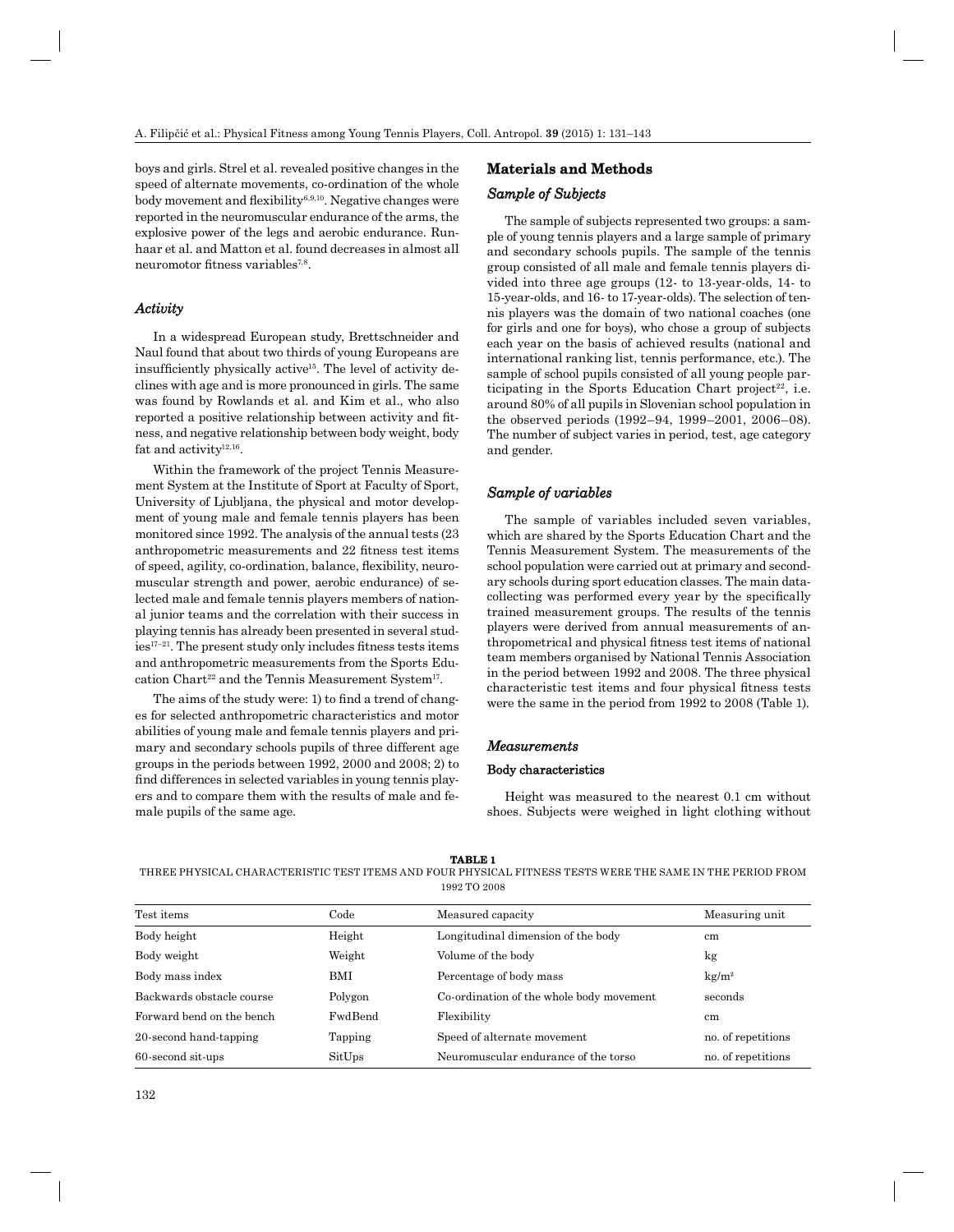boys and girls. Strel et al. revealed positive changes in the speed of alternate movements, co-ordination of the whole body movement and flexibility[6,9,10]. Negative changes were reported in the neuromuscular endurance of the arms, the explosive power of the legs and aerobic endurance. Runhaar et al. and Matton et al. found decreases in almost all neuromotor fitness variables[7,8].

### *Activity*

In a widespread European study, Brettschneider and Naul found that about two thirds of young Europeans are insufficiently physically active[15]. The level of activity declines with age and is more pronounced in girls. The same was found by Rowlands et al. and Kim et al., who also reported a positive relationship between activity and fitness, and negative relationship between body weight, body fat and activity[12,16].

Within the framework of the project Tennis Measurement System at the Institute of Sport at Faculty of Sport, University of Ljubljana, the physical and motor development of young male and female tennis players has been monitored since 1992. The analysis of the annual tests (23 anthropometric measurements and 22 fitness test items of speed, agility, co-ordination, balance, flexibility, neuromuscular strength and power, aerobic endurance) of selected male and female tennis players members of national junior teams and the correlation with their success in playing tennis has already been presented in several studies[17–21]. The present study only includes fitness tests items and anthropometric measurements from the Sports Education Chart[22] and the Tennis Measurement System[17].

The aims of the study were: 1) to find a trend of changes for selected anthropometric characteristics and motor abilities of young male and female tennis players and primary and secondary schools pupils of three different age groups in the periods between 1992, 2000 and 2008; 2) to find differences in selected variables in young tennis players and to compare them with the results of male and female pupils of the same age.

## Materials and Methods

### *Sample of Subjects*

The sample of subjects represented two groups: a sample of young tennis players and a large sample of primary and secondary schools pupils. The sample of the tennis group consisted of all male and female tennis players divided into three age groups (12- to 13-year-olds, 14- to 15-year-olds, and 16- to 17-year-olds). The selection of tennis players was the domain of two national coaches (one for girls and one for boys), who chose a group of subjects each year on the basis of achieved results (national and international ranking list, tennis performance, etc.). The sample of school pupils consisted of all young people participating in the Sports Education Chart project[22], i.e. around 80% of all pupils in Slovenian school population in the observed periods (1992–94, 1999–2001, 2006–08). The number of subject varies in period, test, age category and gender.

### *Sample of variables*

The sample of variables included seven variables, which are shared by the Sports Education Chart and the Tennis Measurement System. The measurements of the school population were carried out at primary and secondary schools during sport education classes. The main data-collecting was performed every year by the specifically trained measurement groups. The results of the tennis players were derived from annual measurements of anthropometrical and physical fitness test items of national team members organised by National Tennis Association in the period between 1992 and 2008. The three physical characteristic test items and four physical fitness tests were the same in the period from 1992 to 2008 (Table 1).

### *Measurements*

#### Body characteristics

Height was measured to the nearest 0.1 cm without shoes. Subjects were weighed in light clothing without

**TABLE 1**
THREE PHYSICAL CHARACTERISTIC TEST ITEMS AND FOUR PHYSICAL FITNESS TESTS WERE THE SAME IN THE PERIOD FROM 1992 TO 2008

| Test items | Code | Measured capacity | Measuring unit |
|---|---|---|---|
| Body height | Height | Longitudinal dimension of the body | cm |
| Body weight | Weight | Volume of the body | kg |
| Body mass index | BMI | Percentage of body mass | $kg/m^2$ |
| Backwards obstacle course | Polygon | Co-ordination of the whole body movement | seconds |
| Forward bend on the bench | FwdBend | Flexibility | cm |
| 20-second hand-tapping | Tapping | Speed of alternate movement | no. of repetitions |
| 60-second sit-ups | SitUps | Neuromuscular endurance of the torso | no. of repetitions |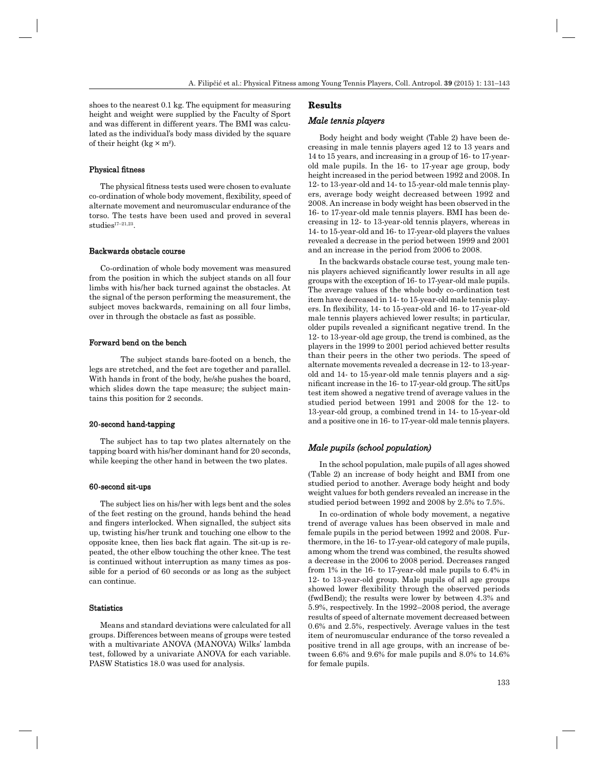shoes to the nearest 0.1 kg. The equipment for measuring height and weight were supplied by the Faculty of Sport and was different in different years. The BMI was calculated as the individual's body mass divided by the square of their height (kg × m²).

#### Physical fitness

The physical fitness tests used were chosen to evaluate co-ordination of whole body movement, flexibility, speed of alternate movement and neuromuscular endurance of the torso. The tests have been used and proved in several studies[17–21,23].

#### Backwards obstacle course

Co-ordination of whole body movement was measured from the position in which the subject stands on all four limbs with his/her back turned against the obstacles. At the signal of the person performing the measurement, the subject moves backwards, remaining on all four limbs, over in through the obstacle as fast as possible.

#### Forward bend on the bench

The subject stands bare-footed on a bench, the legs are stretched, and the feet are together and parallel. With hands in front of the body, he/she pushes the board, which slides down the tape measure; the subject maintains this position for 2 seconds.

#### 20-second hand-tapping

The subject has to tap two plates alternately on the tapping board with his/her dominant hand for 20 seconds, while keeping the other hand in between the two plates.

#### 60-second sit-ups

The subject lies on his/her with legs bent and the soles of the feet resting on the ground, hands behind the head and fingers interlocked. When signalled, the subject sits up, twisting his/her trunk and touching one elbow to the opposite knee, then lies back flat again. The sit-up is repeated, the other elbow touching the other knee. The test is continued without interruption as many times as possible for a period of 60 seconds or as long as the subject can continue.

#### Statistics

Means and standard deviations were calculated for all groups. Differences between means of groups were tested with a multivariate ANOVA (MANOVA) Wilks' lambda test, followed by a univariate ANOVA for each variable. PASW Statistics 18.0 was used for analysis.

## Results

### *Male tennis players*

Body height and body weight (Table 2) have been decreasing in male tennis players aged 12 to 13 years and 14 to 15 years, and increasing in a group of 16- to 17-year-old male pupils. In the 16- to 17-year age group, body height increased in the period between 1992 and 2008. In 12- to 13-year-old and 14- to 15-year-old male tennis players, average body weight decreased between 1992 and 2008. An increase in body weight has been observed in the 16- to 17-year-old male tennis players. BMI has been decreasing in 12- to 13-year-old tennis players, whereas in 14- to 15-year-old and 16- to 17-year-old players the values revealed a decrease in the period between 1999 and 2001 and an increase in the period from 2006 to 2008.

In the backwards obstacle course test, young male tennis players achieved significantly lower results in all age groups with the exception of 16- to 17-year-old male pupils. The average values of the whole body co-ordination test item have decreased in 14- to 15-year-old male tennis players. In flexibility, 14- to 15-year-old and 16- to 17-year-old male tennis players achieved lower results; in particular, older pupils revealed a significant negative trend. In the 12- to 13-year-old age group, the trend is combined, as the players in the 1999 to 2001 period achieved better results than their peers in the other two periods. The speed of alternate movements revealed a decrease in 12- to 13-year-old and 14- to 15-year-old male tennis players and a significant increase in the 16- to 17-year-old group. The sitUps test item showed a negative trend of average values in the studied period between 1991 and 2008 for the 12- to 13-year-old group, a combined trend in 14- to 15-year-old and a positive one in 16- to 17-year-old male tennis players.

### *Male pupils (school population)*

In the school population, male pupils of all ages showed (Table 2) an increase of body height and BMI from one studied period to another. Average body height and body weight values for both genders revealed an increase in the studied period between 1992 and 2008 by 2.5% to 7.5%.

In co-ordination of whole body movement, a negative trend of average values has been observed in male and female pupils in the period between 1992 and 2008. Furthermore, in the 16- to 17-year-old category of male pupils, among whom the trend was combined, the results showed a decrease in the 2006 to 2008 period. Decreases ranged from 1% in the 16- to 17-year-old male pupils to 6.4% in 12- to 13-year-old group. Male pupils of all age groups showed lower flexibility through the observed periods (fwdBend); the results were lower by between 4.3% and 5.9%, respectively. In the 1992–2008 period, the average results of speed of alternate movement decreased between 0.6% and 2.5%, respectively. Average values in the test item of neuromuscular endurance of the torso revealed a positive trend in all age groups, with an increase of between 6.6% and 9.6% for male pupils and 8.0% to 14.6% for female pupils.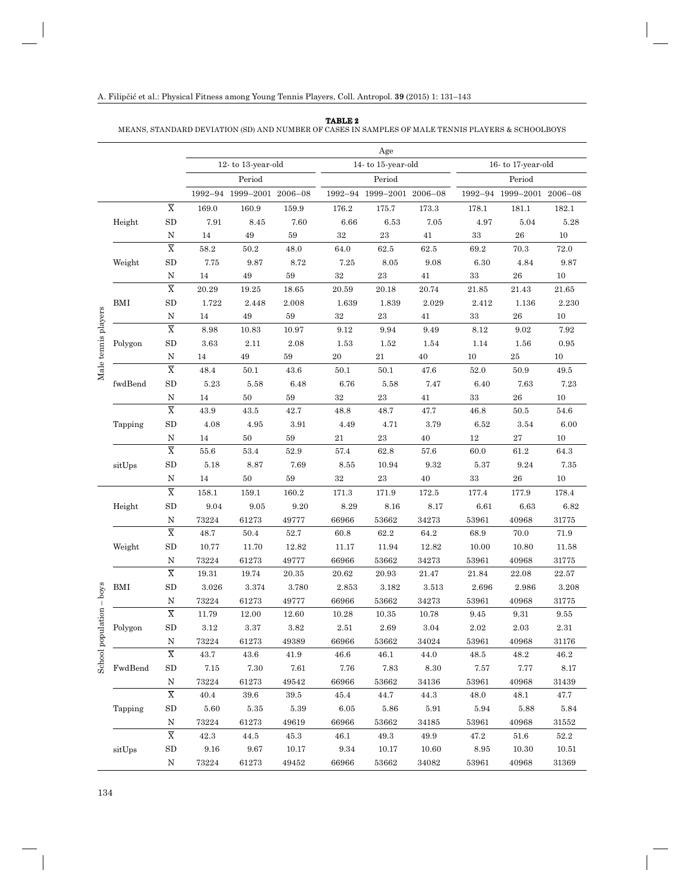**TABLE 2**
MEANS, STANDARD DEVIATION (SD) AND NUMBER OF CASES IN SAMPLES OF MALE TENNIS PLAYERS & SCHOOLBOYS

| | | | Age | | | | | | | | |
|---|---|---|---|---|---|---|---|---|---|---|---|
| | | | 12- to 13-year-old | | | 14- to 15-year-old | | | 16- to 17-year-old | | |
| | | | Period | | | Period | | | Period | | |
| | | | 1992–94 | 1999–2001 | 2006–08 | 1992–94 | 1999–2001 | 2006–08 | 1992–94 | 1999–2001 | 2006–08 |
| Male tennis players | Height | $\overline{X}$ | 169.0 | 160.9 | 159.9 | 176.2 | 175.7 | 173.3 | 178.1 | 181.1 | 182.1 |
| | | SD | 7.91 | 8.45 | 7.60 | 6.66 | 6.53 | 7.05 | 4.97 | 5.04 | 5.28 |
| | | N | 14 | 49 | 59 | 32 | 23 | 41 | 33 | 26 | 10 |
| | Weight | $\overline{X}$ | 58.2 | 50.2 | 48.0 | 64.0 | 62.5 | 62.5 | 69.2 | 70.3 | 72.0 |
| | | SD | 7.75 | 9.87 | 8.72 | 7.25 | 8.05 | 9.08 | 6.30 | 4.84 | 9.87 |
| | | N | 14 | 49 | 59 | 32 | 23 | 41 | 33 | 26 | 10 |
| | BMI | $\overline{X}$ | 20.29 | 19.25 | 18.65 | 20.59 | 20.18 | 20.74 | 21.85 | 21.43 | 21.65 |
| | | SD | 1.722 | 2.448 | 2.008 | 1.639 | 1.839 | 2.029 | 2.412 | 1.136 | 2.230 |
| | | N | 14 | 49 | 59 | 32 | 23 | 41 | 33 | 26 | 10 |
| | Polygon | $\overline{X}$ | 8.98 | 10.83 | 10.97 | 9.12 | 9.94 | 9.49 | 8.12 | 9.02 | 7.92 |
| | | SD | 3.63 | 2.11 | 2.08 | 1.53 | 1.52 | 1.54 | 1.14 | 1.56 | 0.95 |
| | | N | 14 | 49 | 59 | 20 | 21 | 40 | 10 | 25 | 10 |
| | fwdBend | $\overline{X}$ | 48.4 | 50.1 | 43.6 | 50.1 | 50.1 | 47.6 | 52.0 | 50.9 | 49.5 |
| | | SD | 5.23 | 5.58 | 6.48 | 6.76 | 5.58 | 7.47 | 6.40 | 7.63 | 7.23 |
| | | N | 14 | 50 | 59 | 32 | 23 | 41 | 33 | 26 | 10 |
| | Tapping | $\overline{X}$ | 43.9 | 43.5 | 42.7 | 48.8 | 48.7 | 47.7 | 46.8 | 50.5 | 54.6 |
| | | SD | 4.08 | 4.95 | 3.91 | 4.49 | 4.71 | 3.79 | 6.52 | 3.54 | 6.00 |
| | | N | 14 | 50 | 59 | 21 | 23 | 40 | 12 | 27 | 10 |
| | sitUps | $\overline{X}$ | 55.6 | 53.4 | 52.9 | 57.4 | 62.8 | 57.6 | 60.0 | 61.2 | 64.3 |
| | | SD | 5.18 | 8.87 | 7.69 | 8.55 | 10.94 | 9.32 | 5.37 | 9.24 | 7.35 |
| | | N | 14 | 50 | 59 | 32 | 23 | 40 | 33 | 26 | 10 |
| School population – boys | Height | $\overline{X}$ | 158.1 | 159.1 | 160.2 | 171.3 | 171.9 | 172.5 | 177.4 | 177.9 | 178.4 |
| | | SD | 9.04 | 9.05 | 9.20 | 8.29 | 8.16 | 8.17 | 6.61 | 6.63 | 6.82 |
| | | N | 73224 | 61273 | 49777 | 66966 | 53662 | 34273 | 53961 | 40968 | 31775 |
| | Weight | $\overline{X}$ | 48.7 | 50.4 | 52.7 | 60.8 | 62.2 | 64.2 | 68.9 | 70.0 | 71.9 |
| | | SD | 10.77 | 11.70 | 12.82 | 11.17 | 11.94 | 12.82 | 10.00 | 10.80 | 11.58 |
| | | N | 73224 | 61273 | 49777 | 66966 | 53662 | 34273 | 53961 | 40968 | 31775 |
| | BMI | $\overline{X}$ | 19.31 | 19.74 | 20.35 | 20.62 | 20.93 | 21.47 | 21.84 | 22.08 | 22.57 |
| | | SD | 3.026 | 3.374 | 3.780 | 2.853 | 3.182 | 3.513 | 2.696 | 2.986 | 3.208 |
| | | N | 73224 | 61273 | 49777 | 66966 | 53662 | 34273 | 53961 | 40968 | 31775 |
| | Polygon | $\overline{X}$ | 11.79 | 12.00 | 12.60 | 10.28 | 10.35 | 10.78 | 9.45 | 9.31 | 9.55 |
| | | SD | 3.12 | 3.37 | 3.82 | 2.51 | 2.69 | 3.04 | 2.02 | 2.03 | 2.31 |
| | | N | 73224 | 61273 | 49389 | 66966 | 53662 | 34024 | 53961 | 40968 | 31176 |
| | FwdBend | $\overline{X}$ | 43.7 | 43.6 | 41.9 | 46.6 | 46.1 | 44.0 | 48.5 | 48.2 | 46.2 |
| | | SD | 7.15 | 7.30 | 7.61 | 7.76 | 7.83 | 8.30 | 7.57 | 7.77 | 8.17 |
| | | N | 73224 | 61273 | 49542 | 66966 | 53662 | 34136 | 53961 | 40968 | 31439 |
| | Tapping | $\overline{X}$ | 40.4 | 39.6 | 39.5 | 45.4 | 44.7 | 44.3 | 48.0 | 48.1 | 47.7 |
| | | SD | 5.60 | 5.35 | 5.39 | 6.05 | 5.86 | 5.91 | 5.94 | 5.88 | 5.84 |
| | | N | 73224 | 61273 | 49619 | 66966 | 53662 | 34185 | 53961 | 40968 | 31552 |
| | sitUps | $\overline{X}$ | 42.3 | 44.5 | 45.3 | 46.1 | 49.3 | 49.9 | 47.2 | 51.6 | 52.2 |
| | | SD | 9.16 | 9.67 | 10.17 | 9.34 | 10.17 | 10.60 | 8.95 | 10.30 | 10.51 |
| | | N | 73224 | 61273 | 49452 | 66966 | 53662 | 34082 | 53961 | 40968 | 31369 |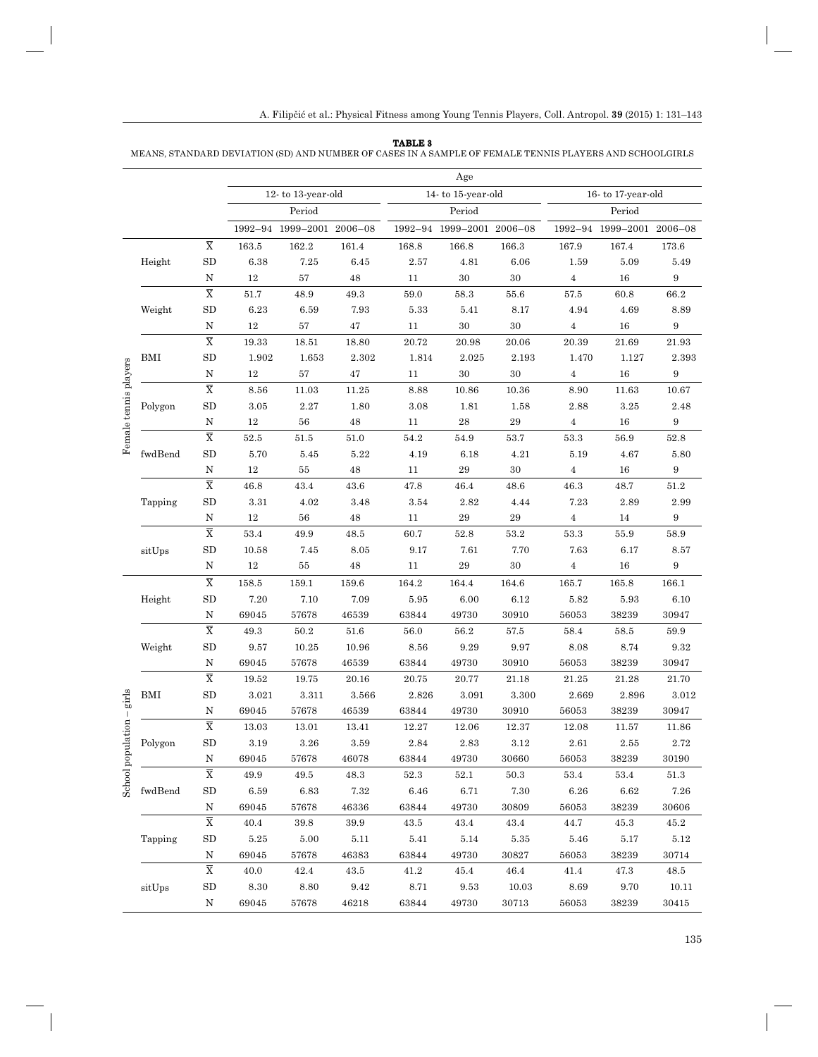**TABLE 3**
MEANS, STANDARD DEVIATION (SD) AND NUMBER OF CASES IN A SAMPLE OF FEMALE TENNIS PLAYERS AND SCHOOLGIRLS

| | | | Age | | | | | | | | |
|---|---|---|---|---|---|---|---|---|---|---|---|
| | | | 12- to 13-year-old | | | 14- to 15-year-old | | | 16- to 17-year-old | | |
| | | | Period | | | Period | | | Period | | |
| | | | 1992–94 | 1999–2001 | 2006–08 | 1992–94 | 1999–2001 | 2006–08 | 1992–94 | 1999–2001 | 2006–08 |
| Female tennis players | Height | $\overline{X}$ | 163.5 | 162.2 | 161.4 | 168.8 | 166.8 | 166.3 | 167.9 | 167.4 | 173.6 |
| | | SD | 6.38 | 7.25 | 6.45 | 2.57 | 4.81 | 6.06 | 1.59 | 5.09 | 5.49 |
| | | N | 12 | 57 | 48 | 11 | 30 | 30 | 4 | 16 | 9 |
| | Weight | $\overline{X}$ | 51.7 | 48.9 | 49.3 | 59.0 | 58.3 | 55.6 | 57.5 | 60.8 | 66.2 |
| | | SD | 6.23 | 6.59 | 7.93 | 5.33 | 5.41 | 8.17 | 4.94 | 4.69 | 8.89 |
| | | N | 12 | 57 | 47 | 11 | 30 | 30 | 4 | 16 | 9 |
| | BMI | $\overline{X}$ | 19.33 | 18.51 | 18.80 | 20.72 | 20.98 | 20.06 | 20.39 | 21.69 | 21.93 |
| | | SD | 1.902 | 1.653 | 2.302 | 1.814 | 2.025 | 2.193 | 1.470 | 1.127 | 2.393 |
| | | N | 12 | 57 | 47 | 11 | 30 | 30 | 4 | 16 | 9 |
| | Polygon | $\overline{X}$ | 8.56 | 11.03 | 11.25 | 8.88 | 10.86 | 10.36 | 8.90 | 11.63 | 10.67 |
| | | SD | 3.05 | 2.27 | 1.80 | 3.08 | 1.81 | 1.58 | 2.88 | 3.25 | 2.48 |
| | | N | 12 | 56 | 48 | 11 | 28 | 29 | 4 | 16 | 9 |
| | fwdBend | $\overline{X}$ | 52.5 | 51.5 | 51.0 | 54.2 | 54.9 | 53.7 | 53.3 | 56.9 | 52.8 |
| | | SD | 5.70 | 5.45 | 5.22 | 4.19 | 6.18 | 4.21 | 5.19 | 4.67 | 5.80 |
| | | N | 12 | 55 | 48 | 11 | 29 | 30 | 4 | 16 | 9 |
| | Tapping | $\overline{X}$ | 46.8 | 43.4 | 43.6 | 47.8 | 46.4 | 48.6 | 46.3 | 48.7 | 51.2 |
| | | SD | 3.31 | 4.02 | 3.48 | 3.54 | 2.82 | 4.44 | 7.23 | 2.89 | 2.99 |
| | | N | 12 | 56 | 48 | 11 | 29 | 29 | 4 | 14 | 9 |
| | sitUps | $\overline{X}$ | 53.4 | 49.9 | 48.5 | 60.7 | 52.8 | 53.2 | 53.3 | 55.9 | 58.9 |
| | | SD | 10.58 | 7.45 | 8.05 | 9.17 | 7.61 | 7.70 | 7.63 | 6.17 | 8.57 |
| | | N | 12 | 55 | 48 | 11 | 29 | 30 | 4 | 16 | 9 |
| School population – girls | Height | $\overline{X}$ | 158.5 | 159.1 | 159.6 | 164.2 | 164.4 | 164.6 | 165.7 | 165.8 | 166.1 |
| | | SD | 7.20 | 7.10 | 7.09 | 5.95 | 6.00 | 6.12 | 5.82 | 5.93 | 6.10 |
| | | N | 69045 | 57678 | 46539 | 63844 | 49730 | 30910 | 56053 | 38239 | 30947 |
| | Weight | $\overline{X}$ | 49.3 | 50.2 | 51.6 | 56.0 | 56.2 | 57.5 | 58.4 | 58.5 | 59.9 |
| | | SD | 9.57 | 10.25 | 10.96 | 8.56 | 9.29 | 9.97 | 8.08 | 8.74 | 9.32 |
| | | N | 69045 | 57678 | 46539 | 63844 | 49730 | 30910 | 56053 | 38239 | 30947 |
| | BMI | $\overline{X}$ | 19.52 | 19.75 | 20.16 | 20.75 | 20.77 | 21.18 | 21.25 | 21.28 | 21.70 |
| | | SD | 3.021 | 3.311 | 3.566 | 2.826 | 3.091 | 3.300 | 2.669 | 2.896 | 3.012 |
| | | N | 69045 | 57678 | 46539 | 63844 | 49730 | 30910 | 56053 | 38239 | 30947 |
| | Polygon | $\overline{X}$ | 13.03 | 13.01 | 13.41 | 12.27 | 12.06 | 12.37 | 12.08 | 11.57 | 11.86 |
| | | SD | 3.19 | 3.26 | 3.59 | 2.84 | 2.83 | 3.12 | 2.61 | 2.55 | 2.72 |
| | | N | 69045 | 57678 | 46078 | 63844 | 49730 | 30660 | 56053 | 38239 | 30190 |
| | fwdBend | $\overline{X}$ | 49.9 | 49.5 | 48.3 | 52.3 | 52.1 | 50.3 | 53.4 | 53.4 | 51.3 |
| | | SD | 6.59 | 6.83 | 7.32 | 6.46 | 6.71 | 7.30 | 6.26 | 6.62 | 7.26 |
| | | N | 69045 | 57678 | 46336 | 63844 | 49730 | 30809 | 56053 | 38239 | 30606 |
| | Tapping | $\overline{X}$ | 40.4 | 39.8 | 39.9 | 43.5 | 43.4 | 43.4 | 44.7 | 45.3 | 45.2 |
| | | SD | 5.25 | 5.00 | 5.11 | 5.41 | 5.14 | 5.35 | 5.46 | 5.17 | 5.12 |
| | | N | 69045 | 57678 | 46383 | 63844 | 49730 | 30827 | 56053 | 38239 | 30714 |
| | sitUps | $\overline{X}$ | 40.0 | 42.4 | 43.5 | 41.2 | 45.4 | 46.4 | 41.4 | 47.3 | 48.5 |
| | | SD | 8.30 | 8.80 | 9.42 | 8.71 | 9.53 | 10.03 | 8.69 | 9.70 | 10.11 |
| | | N | 69045 | 57678 | 46218 | 63844 | 49730 | 30713 | 56053 | 38239 | 30415 |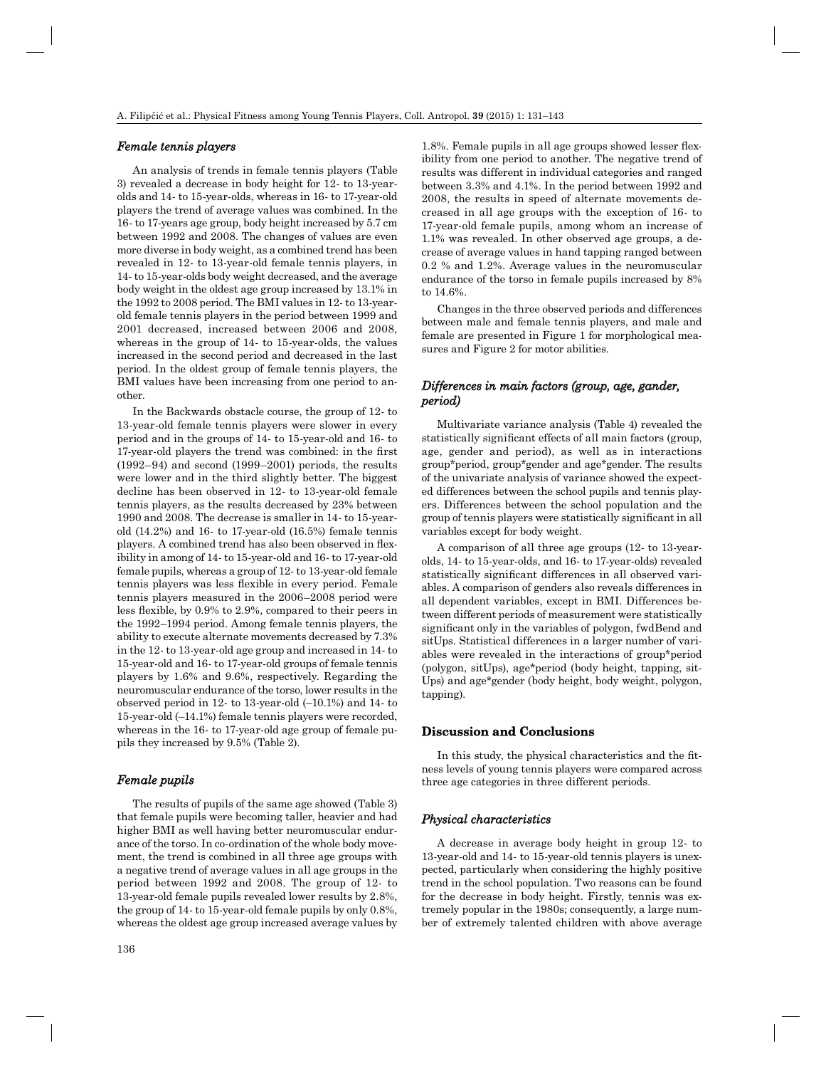### *Female tennis players*

An analysis of trends in female tennis players (Table 3) revealed a decrease in body height for 12- to 13-year-olds and 14- to 15-year-olds, whereas in 16- to 17-year-old players the trend of average values was combined. In the 16- to 17-years age group, body height increased by 5.7 cm between 1992 and 2008. The changes of values are even more diverse in body weight, as a combined trend has been revealed in 12- to 13-year-old female tennis players, in 14- to 15-year-olds body weight decreased, and the average body weight in the oldest age group increased by 13.1% in the 1992 to 2008 period. The BMI values in 12- to 13-year-old female tennis players in the period between 1999 and 2001 decreased, increased between 2006 and 2008, whereas in the group of 14- to 15-year-olds, the values increased in the second period and decreased in the last period. In the oldest group of female tennis players, the BMI values have been increasing from one period to another.

In the Backwards obstacle course, the group of 12- to 13-year-old female tennis players were slower in every period and in the groups of 14- to 15-year-old and 16- to 17-year-old players the trend was combined: in the first (1992–94) and second (1999–2001) periods, the results were lower and in the third slightly better. The biggest decline has been observed in 12- to 13-year-old female tennis players, as the results decreased by 23% between 1990 and 2008. The decrease is smaller in 14- to 15-year-old (14.2%) and 16- to 17-year-old (16.5%) female tennis players. A combined trend has also been observed in flexibility in among of 14- to 15-year-old and 16- to 17-year-old female pupils, whereas a group of 12- to 13-year-old female tennis players was less flexible in every period. Female tennis players measured in the 2006–2008 period were less flexible, by 0.9% to 2.9%, compared to their peers in the 1992–1994 period. Among female tennis players, the ability to execute alternate movements decreased by 7.3% in the 12- to 13-year-old age group and increased in 14- to 15-year-old and 16- to 17-year-old groups of female tennis players by 1.6% and 9.6%, respectively. Regarding the neuromuscular endurance of the torso, lower results in the observed period in 12- to 13-year-old (–10.1%) and 14- to 15-year-old (–14.1%) female tennis players were recorded, whereas in the 16- to 17-year-old age group of female pupils they increased by 9.5% (Table 2).

### *Female pupils*

The results of pupils of the same age showed (Table 3) that female pupils were becoming taller, heavier and had higher BMI as well having better neuromuscular endurance of the torso. In co-ordination of the whole body movement, the trend is combined in all three age groups with a negative trend of average values in all age groups in the period between 1992 and 2008. The group of 12- to 13-year-old female pupils revealed lower results by 2.8%, the group of 14- to 15-year-old female pupils by only 0.8%, whereas the oldest age group increased average values by 1.8%. Female pupils in all age groups showed lesser flexibility from one period to another. The negative trend of results was different in individual categories and ranged between 3.3% and 4.1%. In the period between 1992 and 2008, the results in speed of alternate movements decreased in all age groups with the exception of 16- to 17-year-old female pupils, among whom an increase of 1.1% was revealed. In other observed age groups, a decrease of average values in hand tapping ranged between 0.2 % and 1.2%. Average values in the neuromuscular endurance of the torso in female pupils increased by 8% to 14.6%.

Changes in the three observed periods and differences between male and female tennis players, and male and female are presented in Figure 1 for morphological measures and Figure 2 for motor abilities.

### *Differences in main factors (group, age, gander, period)*

Multivariate variance analysis (Table 4) revealed the statistically significant effects of all main factors (group, age, gender and period), as well as in interactions group*period, group*gender and age*gender. The results of the univariate analysis of variance showed the expected differences between the school pupils and tennis players. Differences between the school population and the group of tennis players were statistically significant in all variables except for body weight.

A comparison of all three age groups (12- to 13-year-olds, 14- to 15-year-olds, and 16- to 17-year-olds) revealed statistically significant differences in all observed variables. A comparison of genders also reveals differences in all dependent variables, except in BMI. Differences between different periods of measurement were statistically significant only in the variables of polygon, fwdBend and sitUps. Statistical differences in a larger number of variables were revealed in the interactions of group*period (polygon, sitUps), age*period (body height, tapping, sitUps) and age*gender (body height, body weight, polygon, tapping).

## Discussion and Conclusions

In this study, the physical characteristics and the fitness levels of young tennis players were compared across three age categories in three different periods.

### *Physical characteristics*

A decrease in average body height in group 12- to 13-year-old and 14- to 15-year-old tennis players is unexpected, particularly when considering the highly positive trend in the school population. Two reasons can be found for the decrease in body height. Firstly, tennis was extremely popular in the 1980s; consequently, a large number of extremely talented children with above average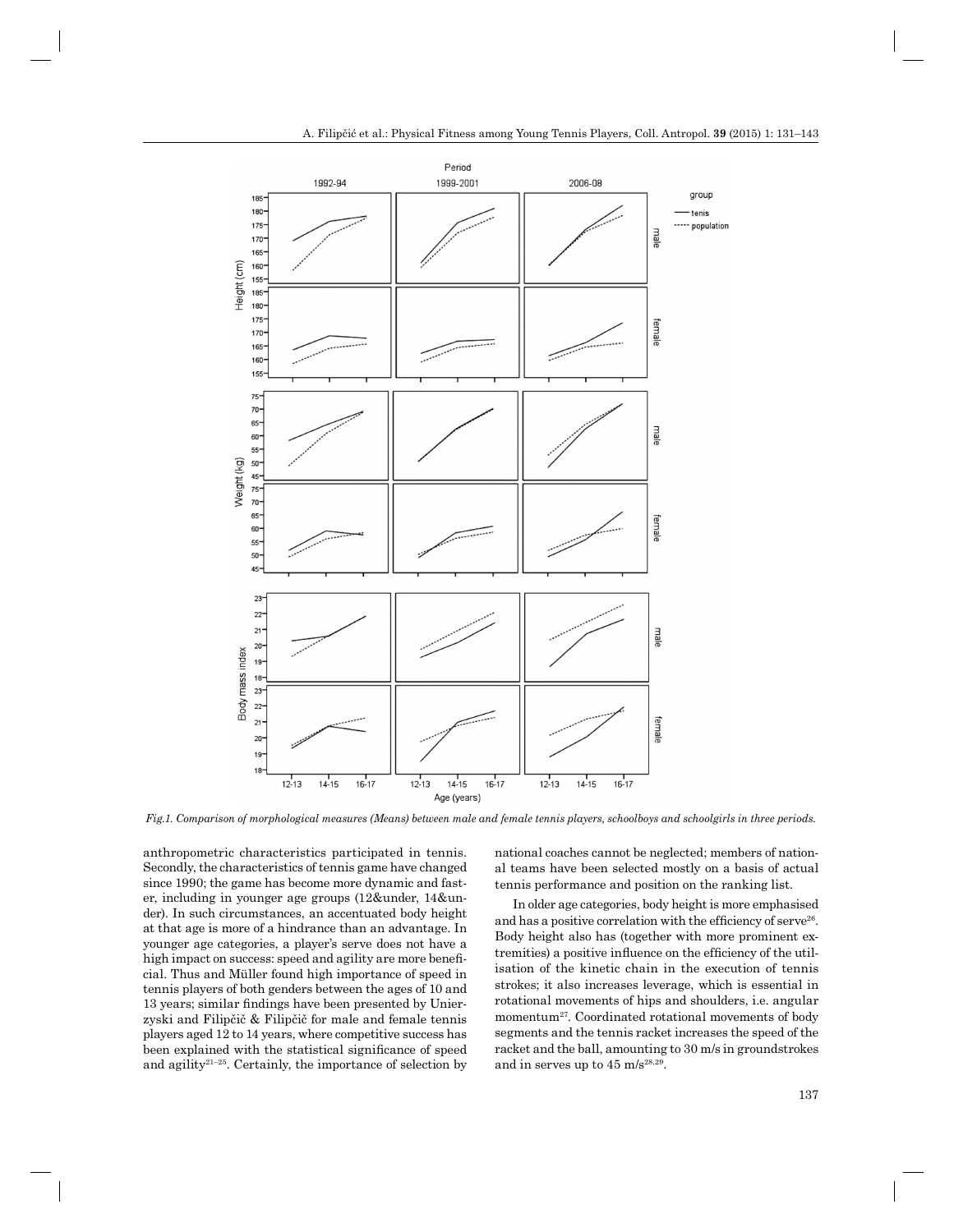*Fig.1. Comparison of morphological measures (Means) between male and female tennis players, schoolboys and schoolgirls in three periods.*

anthropometric characteristics participated in tennis. Secondly, the characteristics of tennis game have changed since 1990; the game has become more dynamic and faster, including in younger age groups (12&under, 14&under). In such circumstances, an accentuated body height at that age is more of a hindrance than an advantage. In younger age categories, a player's serve does not have a high impact on success: speed and agility are more beneficial. Thus and Müller found high importance of speed in tennis players of both genders between the ages of 10 and 13 years; similar findings have been presented by Unierzyski and Filipčič & Filipčič for male and female tennis players aged 12 to 14 years, where competitive success has been explained with the statistical significance of speed and agility[21–25]. Certainly, the importance of selection by national coaches cannot be neglected; members of national teams have been selected mostly on a basis of actual tennis performance and position on the ranking list.

In older age categories, body height is more emphasised and has a positive correlation with the efficiency of serve[26]. Body height also has (together with more prominent extremities) a positive influence on the efficiency of the utilisation of the kinetic chain in the execution of tennis strokes; it also increases leverage, which is essential in rotational movements of hips and shoulders, i.e. angular momentum[27]. Coordinated rotational movements of body segments and the tennis racket increases the speed of the racket and the ball, amounting to 30 m/s in groundstrokes and in serves up to 45 m/s[28,29].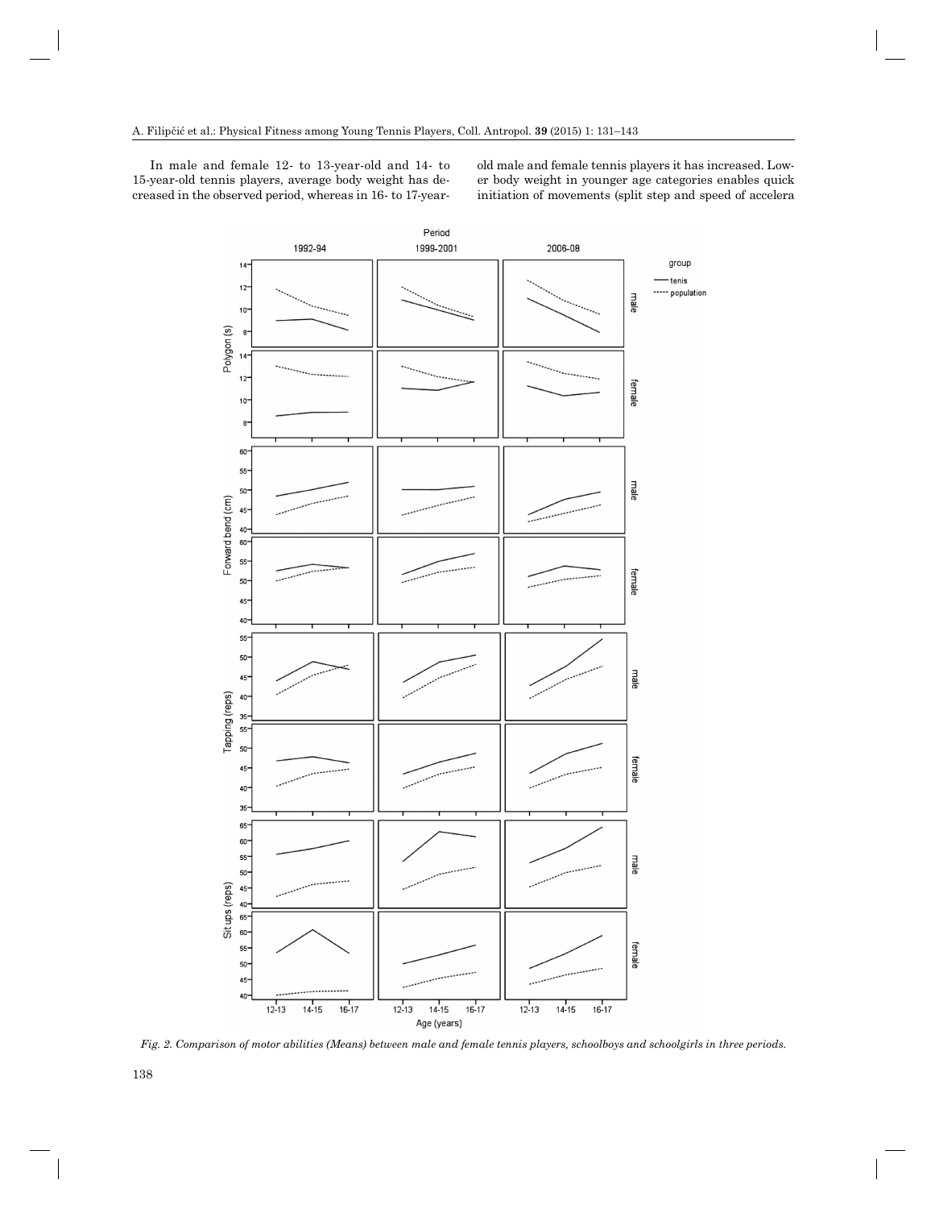In male and female 12- to 13-year-old and 14- to 15-year-old tennis players, average body weight has decreased in the observed period, whereas in 16- to 17-year-old male and female tennis players it has increased. Lower body weight in younger age categories enables quick initiation of movements (split step and speed of accelera

*Fig. 2. Comparison of motor abilities (Means) between male and female tennis players, schoolboys and schoolgirls in three periods.*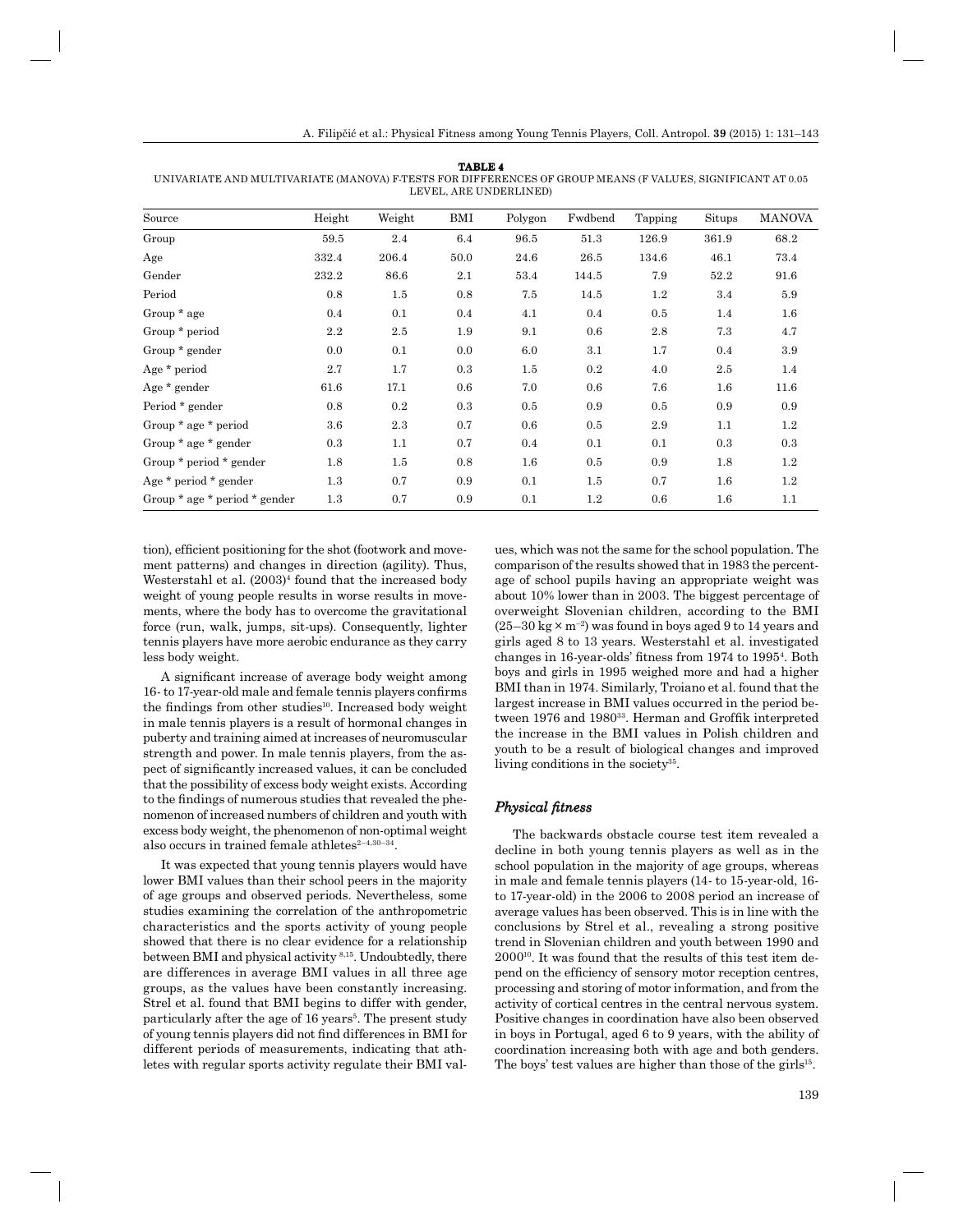**TABLE 4**
UNIVARIATE AND MULTIVARIATE (MANOVA) F-TESTS FOR DIFFERENCES OF GROUP MEANS (F VALUES, SIGNIFICANT AT 0.05 LEVEL, ARE UNDERLINED)

| Source | Height | Weight | BMI | Polygon | Fwdbend | Tapping | Situps | MANOVA |
|---|---|---|---|---|---|---|---|---|
| Group | 59.5 | 2.4 | 6.4 | 96.5 | 51.3 | 126.9 | 361.9 | 68.2 |
| Age | 332.4 | 206.4 | 50.0 | 24.6 | 26.5 | 134.6 | 46.1 | 73.4 |
| Gender | 232.2 | 86.6 | 2.1 | 53.4 | 144.5 | 7.9 | 52.2 | 91.6 |
| Period | 0.8 | 1.5 | 0.8 | 7.5 | 14.5 | 1.2 | 3.4 | 5.9 |
| Group * age | 0.4 | 0.1 | 0.4 | 4.1 | 0.4 | 0.5 | 1.4 | 1.6 |
| Group * period | 2.2 | 2.5 | 1.9 | 9.1 | 0.6 | 2.8 | 7.3 | 4.7 |
| Group * gender | 0.0 | 0.1 | 0.0 | 6.0 | 3.1 | 1.7 | 0.4 | 3.9 |
| Age * period | 2.7 | 1.7 | 0.3 | 1.5 | 0.2 | 4.0 | 2.5 | 1.4 |
| Age * gender | 61.6 | 17.1 | 0.6 | 7.0 | 0.6 | 7.6 | 1.6 | 11.6 |
| Period * gender | 0.8 | 0.2 | 0.3 | 0.5 | 0.9 | 0.5 | 0.9 | 0.9 |
| Group * age * period | 3.6 | 2.3 | 0.7 | 0.6 | 0.5 | 2.9 | 1.1 | 1.2 |
| Group * age * gender | 0.3 | 1.1 | 0.7 | 0.4 | 0.1 | 0.1 | 0.3 | 0.3 |
| Group * period * gender | 1.8 | 1.5 | 0.8 | 1.6 | 0.5 | 0.9 | 1.8 | 1.2 |
| Age * period * gender | 1.3 | 0.7 | 0.9 | 0.1 | 1.5 | 0.7 | 1.6 | 1.2 |
| Group * age * period * gender | 1.3 | 0.7 | 0.9 | 0.1 | 1.2 | 0.6 | 1.6 | 1.1 |

tion), efficient positioning for the shot (footwork and movement patterns) and changes in direction (agility). Thus, Westerstahl et al. (2003)[4] found that the increased body weight of young people results in worse results in movements, where the body has to overcome the gravitational force (run, walk, jumps, sit-ups). Consequently, lighter tennis players have more aerobic endurance as they carry less body weight.

A significant increase of average body weight among 16- to 17-year-old male and female tennis players confirms the findings from other studies[10]. Increased body weight in male tennis players is a result of hormonal changes in puberty and training aimed at increases of neuromuscular strength and power. In male tennis players, from the aspect of significantly increased values, it can be concluded that the possibility of excess body weight exists. According to the findings of numerous studies that revealed the phenomenon of increased numbers of children and youth with excess body weight, the phenomenon of non-optimal weight also occurs in trained female athletes[2–4,30–34].

It was expected that young tennis players would have lower BMI values than their school peers in the majority of age groups and observed periods. Nevertheless, some studies examining the correlation of the anthropometric characteristics and the sports activity of young people showed that there is no clear evidence for a relationship between BMI and physical activity [8,15]. Undoubtedly, there are differences in average BMI values in all three age groups, as the values have been constantly increasing. Strel et al. found that BMI begins to differ with gender, particularly after the age of 16 years[5]. The present study of young tennis players did not find differences in BMI for different periods of measurements, indicating that athletes with regular sports activity regulate their BMI values, which was not the same for the school population. The comparison of the results showed that in 1983 the percentage of school pupils having an appropriate weight was about 10% lower than in 2003. The biggest percentage of overweight Slovenian children, according to the BMI ($25–30\ kg \times m^{-2}$) was found in boys aged 9 to 14 years and girls aged 8 to 13 years. Westerstahl et al. investigated changes in 16-year-olds' fitness from 1974 to 1995[4]. Both boys and girls in 1995 weighed more and had a higher BMI than in 1974. Similarly, Troiano et al. found that the largest increase in BMI values occurred in the period between 1976 and 1980[33]. Herman and Groffik interpreted the increase in the BMI values in Polish children and youth to be a result of biological changes and improved living conditions in the society[35].

### *Physical fitness*

The backwards obstacle course test item revealed a decline in both young tennis players as well as in the school population in the majority of age groups, whereas in male and female tennis players (14- to 15-year-old, 16- to 17-year-old) in the 2006 to 2008 period an increase of average values has been observed. This is in line with the conclusions by Strel et al., revealing a strong positive trend in Slovenian children and youth between 1990 and 2000[10]. It was found that the results of this test item depend on the efficiency of sensory motor reception centres, processing and storing of motor information, and from the activity of cortical centres in the central nervous system. Positive changes in coordination have also been observed in boys in Portugal, aged 6 to 9 years, with the ability of coordination increasing both with age and both genders. The boys' test values are higher than those of the girls[15].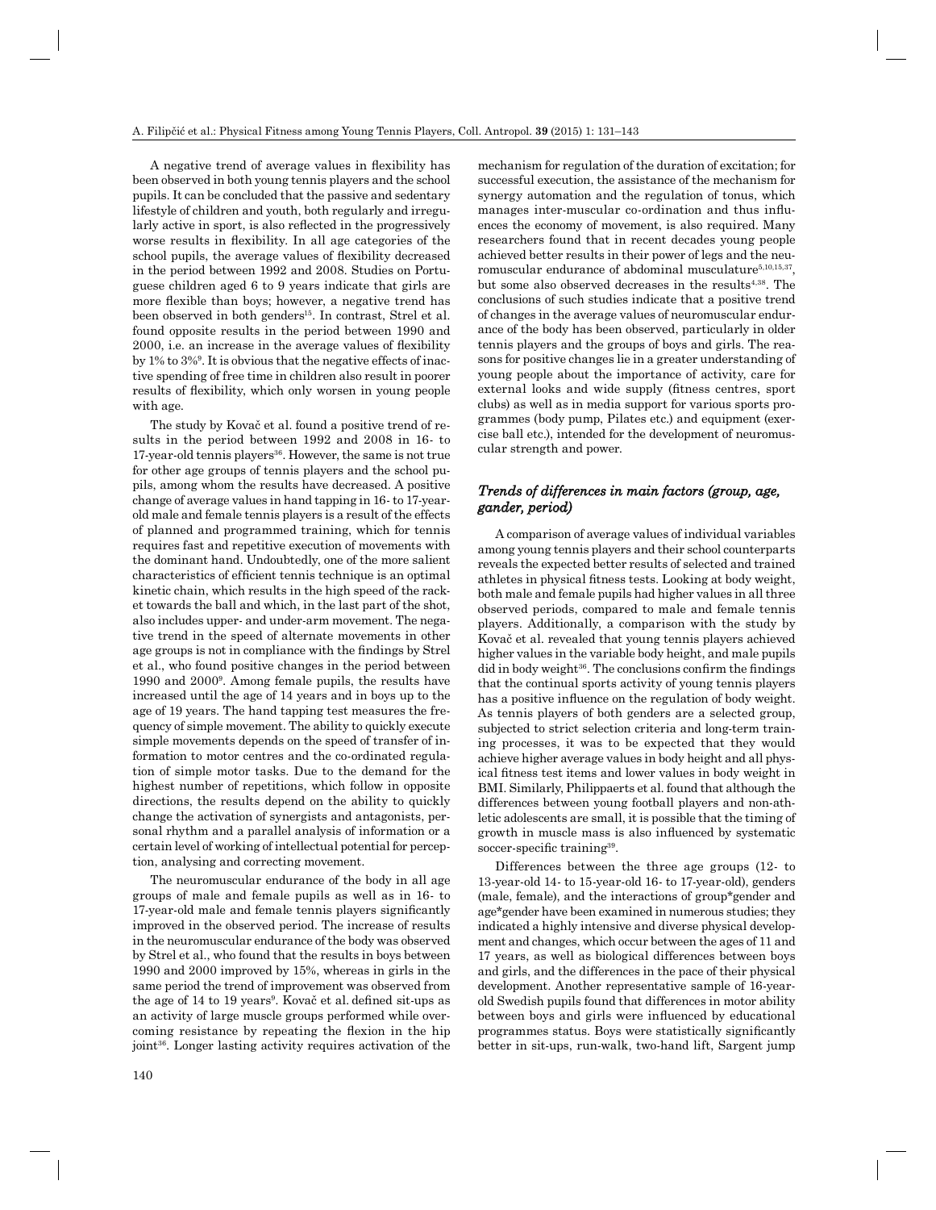A negative trend of average values in flexibility has been observed in both young tennis players and the school pupils. It can be concluded that the passive and sedentary lifestyle of children and youth, both regularly and irregularly active in sport, is also reflected in the progressively worse results in flexibility. In all age categories of the school pupils, the average values of flexibility decreased in the period between 1992 and 2008. Studies on Portuguese children aged 6 to 9 years indicate that girls are more flexible than boys; however, a negative trend has been observed in both genders[15]. In contrast, Strel et al. found opposite results in the period between 1990 and 2000, i.e. an increase in the average values of flexibility by 1% to 3%[9]. It is obvious that the negative effects of inactive spending of free time in children also result in poorer results of flexibility, which only worsen in young people with age.

The study by Kovač et al. found a positive trend of results in the period between 1992 and 2008 in 16- to 17-year-old tennis players[36]. However, the same is not true for other age groups of tennis players and the school pupils, among whom the results have decreased. A positive change of average values in hand tapping in 16- to 17-year-old male and female tennis players is a result of the effects of planned and programmed training, which for tennis requires fast and repetitive execution of movements with the dominant hand. Undoubtedly, one of the more salient characteristics of efficient tennis technique is an optimal kinetic chain, which results in the high speed of the racket towards the ball and which, in the last part of the shot, also includes upper- and under-arm movement. The negative trend in the speed of alternate movements in other age groups is not in compliance with the findings by Strel et al., who found positive changes in the period between 1990 and 2000[9]. Among female pupils, the results have increased until the age of 14 years and in boys up to the age of 19 years. The hand tapping test measures the frequency of simple movement. The ability to quickly execute simple movements depends on the speed of transfer of information to motor centres and the co-ordinated regulation of simple motor tasks. Due to the demand for the highest number of repetitions, which follow in opposite directions, the results depend on the ability to quickly change the activation of synergists and antagonists, personal rhythm and a parallel analysis of information or a certain level of working of intellectual potential for perception, analysing and correcting movement.

The neuromuscular endurance of the body in all age groups of male and female pupils as well as in 16- to 17-year-old male and female tennis players significantly improved in the observed period. The increase of results in the neuromuscular endurance of the body was observed by Strel et al., who found that the results in boys between 1990 and 2000 improved by 15%, whereas in girls in the same period the trend of improvement was observed from the age of 14 to 19 years[9]. Kovač et al. defined sit-ups as an activity of large muscle groups performed while overcoming resistance by repeating the flexion in the hip joint[36]. Longer lasting activity requires activation of the mechanism for regulation of the duration of excitation; for successful execution, the assistance of the mechanism for synergy automation and the regulation of tonus, which manages inter-muscular co-ordination and thus influences the economy of movement, is also required. Many researchers found that in recent decades young people achieved better results in their power of legs and the neuromuscular endurance of abdominal musculature[5,10,15,37], but some also observed decreases in the results[4,38]. The conclusions of such studies indicate that a positive trend of changes in the average values of neuromuscular endurance of the body has been observed, particularly in older tennis players and the groups of boys and girls. The reasons for positive changes lie in a greater understanding of young people about the importance of activity, care for external looks and wide supply (fitness centres, sport clubs) as well as in media support for various sports programmes (body pump, Pilates etc.) and equipment (exercise ball etc.), intended for the development of neuromuscular strength and power.

### *Trends of differences in main factors (group, age, gander, period)*

A comparison of average values of individual variables among young tennis players and their school counterparts reveals the expected better results of selected and trained athletes in physical fitness tests. Looking at body weight, both male and female pupils had higher values in all three observed periods, compared to male and female tennis players. Additionally, a comparison with the study by Kovač et al. revealed that young tennis players achieved higher values in the variable body height, and male pupils did in body weight[36]. The conclusions confirm the findings that the continual sports activity of young tennis players has a positive influence on the regulation of body weight. As tennis players of both genders are a selected group, subjected to strict selection criteria and long-term training processes, it was to be expected that they would achieve higher average values in body height and all physical fitness test items and lower values in body weight in BMI. Similarly, Philippaerts et al. found that although the differences between young football players and non-athletic adolescents are small, it is possible that the timing of growth in muscle mass is also influenced by systematic soccer-specific training[39].

Differences between the three age groups (12- to 13-year-old 14- to 15-year-old 16- to 17-year-old), genders (male, female), and the interactions of group*gender and age*gender have been examined in numerous studies; they indicated a highly intensive and diverse physical development and changes, which occur between the ages of 11 and 17 years, as well as biological differences between boys and girls, and the differences in the pace of their physical development. Another representative sample of 16-year-old Swedish pupils found that differences in motor ability between boys and girls were influenced by educational programmes status. Boys were statistically significantly better in sit-ups, run-walk, two-hand lift, Sargent jump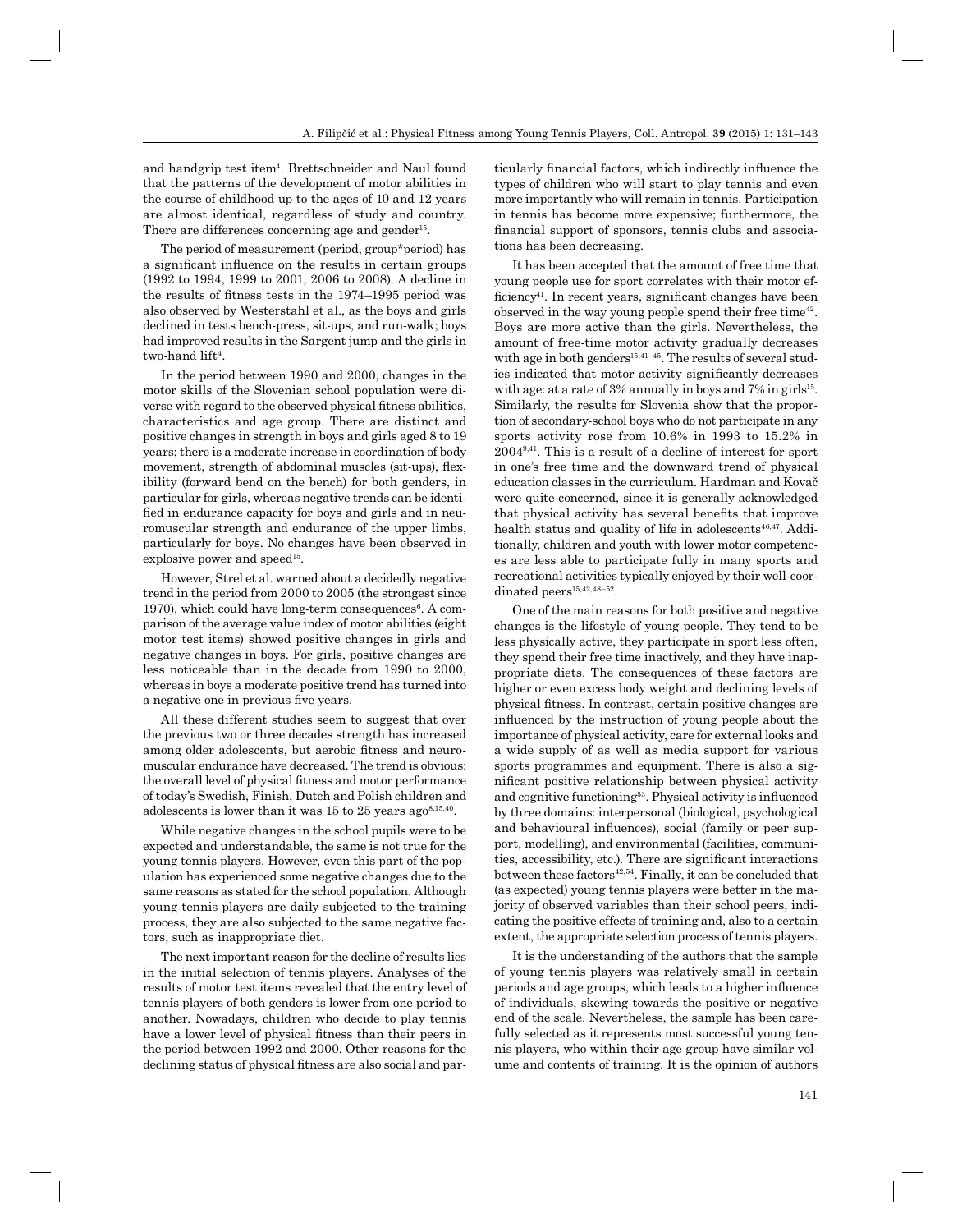and handgrip test item[4]. Brettschneider and Naul found that the patterns of the development of motor abilities in the course of childhood up to the ages of 10 and 12 years are almost identical, regardless of study and country. There are differences concerning age and gender[15].

The period of measurement (period, group*period) has a significant influence on the results in certain groups (1992 to 1994, 1999 to 2001, 2006 to 2008). A decline in the results of fitness tests in the 1974–1995 period was also observed by Westerstahl et al., as the boys and girls declined in tests bench-press, sit-ups, and run-walk; boys had improved results in the Sargent jump and the girls in two-hand lift[4].

In the period between 1990 and 2000, changes in the motor skills of the Slovenian school population were diverse with regard to the observed physical fitness abilities, characteristics and age group. There are distinct and positive changes in strength in boys and girls aged 8 to 19 years; there is a moderate increase in coordination of body movement, strength of abdominal muscles (sit-ups), flexibility (forward bend on the bench) for both genders, in particular for girls, whereas negative trends can be identified in endurance capacity for boys and girls and in neuromuscular strength and endurance of the upper limbs, particularly for boys. No changes have been observed in explosive power and speed[15].

However, Strel et al. warned about a decidedly negative trend in the period from 2000 to 2005 (the strongest since 1970), which could have long-term consequences[6]. A comparison of the average value index of motor abilities (eight motor test items) showed positive changes in girls and negative changes in boys. For girls, positive changes are less noticeable than in the decade from 1990 to 2000, whereas in boys a moderate positive trend has turned into a negative one in previous five years.

All these different studies seem to suggest that over the previous two or three decades strength has increased among older adolescents, but aerobic fitness and neuromuscular endurance have decreased. The trend is obvious: the overall level of physical fitness and motor performance of today's Swedish, Finish, Dutch and Polish children and adolescents is lower than it was 15 to 25 years ago[8,15,40].

While negative changes in the school pupils were to be expected and understandable, the same is not true for the young tennis players. However, even this part of the population has experienced some negative changes due to the same reasons as stated for the school population. Although young tennis players are daily subjected to the training process, they are also subjected to the same negative factors, such as inappropriate diet.

The next important reason for the decline of results lies in the initial selection of tennis players. Analyses of the results of motor test items revealed that the entry level of tennis players of both genders is lower from one period to another. Nowadays, children who decide to play tennis have a lower level of physical fitness than their peers in the period between 1992 and 2000. Other reasons for the declining status of physical fitness are also social and particularly financial factors, which indirectly influence the types of children who will start to play tennis and even more importantly who will remain in tennis. Participation in tennis has become more expensive; furthermore, the financial support of sponsors, tennis clubs and associations has been decreasing.

It has been accepted that the amount of free time that young people use for sport correlates with their motor efficiency[41]. In recent years, significant changes have been observed in the way young people spend their free time[42]. Boys are more active than the girls. Nevertheless, the amount of free-time motor activity gradually decreases with age in both genders[15,41–45]. The results of several studies indicated that motor activity significantly decreases with age: at a rate of 3% annually in boys and 7% in girls[15]. Similarly, the results for Slovenia show that the proportion of secondary-school boys who do not participate in any sports activity rose from 10.6% in 1993 to 15.2% in 2004[9,41]. This is a result of a decline of interest for sport in one's free time and the downward trend of physical education classes in the curriculum. Hardman and Kovač were quite concerned, since it is generally acknowledged that physical activity has several benefits that improve health status and quality of life in adolescents[46,47]. Additionally, children and youth with lower motor competences are less able to participate fully in many sports and recreational activities typically enjoyed by their well-coordinated peers[15,42,48–52].

One of the main reasons for both positive and negative changes is the lifestyle of young people. They tend to be less physically active, they participate in sport less often, they spend their free time inactively, and they have inappropriate diets. The consequences of these factors are higher or even excess body weight and declining levels of physical fitness. In contrast, certain positive changes are influenced by the instruction of young people about the importance of physical activity, care for external looks and a wide supply of as well as media support for various sports programmes and equipment. There is also a significant positive relationship between physical activity and cognitive functioning[53]. Physical activity is influenced by three domains: interpersonal (biological, psychological and behavioural influences), social (family or peer support, modelling), and environmental (facilities, communities, accessibility, etc.). There are significant interactions between these factors[42,54]. Finally, it can be concluded that (as expected) young tennis players were better in the majority of observed variables than their school peers, indicating the positive effects of training and, also to a certain extent, the appropriate selection process of tennis players.

It is the understanding of the authors that the sample of young tennis players was relatively small in certain periods and age groups, which leads to a higher influence of individuals, skewing towards the positive or negative end of the scale. Nevertheless, the sample has been carefully selected as it represents most successful young tennis players, who within their age group have similar volume and contents of training. It is the opinion of authors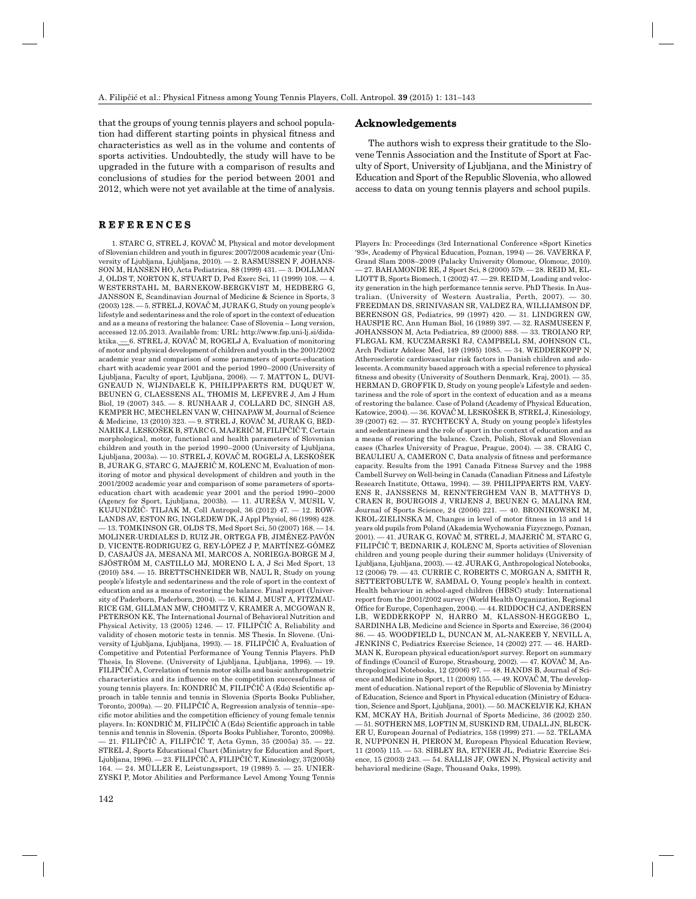that the groups of young tennis players and school population had different starting points in physical fitness and characteristics as well as in the volume and contents of sports activities. Undoubtedly, the study will have to be upgraded in the future with a comparison of results and conclusions of studies for the period between 2001 and 2012, which were not yet available at the time of analysis.

## Acknowledgements

The authors wish to express their gratitude to the Slovene Tennis Association and the Institute of Sport at Faculty of Sport, University of Ljubljana, and the Ministry of Education and Sport of the Republic Slovenia, who allowed access to data on young tennis players and school pupils.

## REFERENCES

1. STARC G, STREL J, KOVAČ M, Physical and motor development of Slovenian children and youth in figures: 2007/2008 academic year (University of Ljubljana, Ljubljana, 2010). — 2. RASMUSSEN F, JOHANSSON M, HANSEN HO, Acta Pediatrica, 88 (1999) 431. — 3. DOLLMAN J, OLDS T, NORTON K, STUART D, Ped Exerc Sci, 11 (1999) 108. — 4. WESTERSTAHL M, BARNEKOW-BERGKVIST M, HEDBERG G, JANSSON E, Scandinavian Journal of Medicine & Science in Sports, 3 (2003) 128. — 5. STREL J, KOVAČ M, JURAK G, Study on young people's lifestyle and sedentariness and the role of sport in the context of education and as a means of restoring the balance: Case of Slovenia – Long version, accessed 12.05.2013. Available from: URL: http://www.fsp.uni-lj.si/didaktika. — 6. STREL J, KOVAČ M, ROGELJ A, Evaluation of monitoring of motor and physical development of children and youth in the 2001/2002 academic year and comparison of some parameters of sports-education chart with academic year 2001 and the period 1990–2000 (University of Ljubljana, Faculty of sport, Ljubljana, 2006). — 7. MATTON L, DUVIGNEAUD N, WIJNDAELE K, PHILIPPAERTS RM, DUQUET W, BEUNEN G, CLAESSENS AL, THOMIS M, LEFEVRE J, Am J Hum Biol, 19 (2007) 345. — 8. RUNHAAR J, COLLARD DC, SINGH AS, KEMPER HC, MECHELEN VAN W, CHINAPAW M, Journal of Science & Medicine, 13 (2010) 323. — 9. STREL J, KOVAČ M, JURAK G, BEDNARIK J, LESKOŠEK B, STARC G, MAJERIČ M, FILIPČIČ T, Certain morphological, motor, functional and health parameters of Slovenian children and youth in the period 1990–2000 (University of Ljubljana, Ljubljana, 2003a). — 10. STREL J, KOVAČ M, ROGELJ A, LESKOŠEK B, JURAK G, STARC G, MAJERIČ M, KOLENC M, Evaluation of monitoring of motor and physical development of children and youth in the 2001/2002 academic year and comparison of some parameters of sports-education chart with academic year 2001 and the period 1990–2000 (Agency for Sport, Ljubljana, 2003b). — 11. JUREŠA V, MUSIL V, KUJUNDŽIĆ- TILJAK M, Coll Antropol, 36 (2012) 47. — 12. ROWLANDS AV, ESTON RG, INGLEDEW DK, J Appl Physiol, 86 (1998) 428. — 13. TOMKINSON GR, OLDS TS, Med Sport Sci, 50 (2007) 168. — 14. MOLINER-URDIALES D, RUIZ JR, ORTEGA FB, JIMÉNEZ-PAVÓN D, VICENTE-RODRIGUEZ G, REY-LÓPEZ J P, MARTÍNEZ-GÓMEZ D, CASAJÚS JA, MESANA MI, MARCOS A, NORIEGA-BORGE M J, SJÖSTRÖM M, CASTILLO MJ, MORENO L A, J Sci Med Sport, 13 (2010) 584. — 15. BRETTSCHNEIDER WB, NAUL R, Study on young people's lifestyle and sedentariness and the role of sport in the context of education and as a means of restoring the balance. Final report (University of Paderborn, Paderborn, 2004). — 16. KIM J, MUST A, FITZMAURICE GM, GILLMAN MW, CHOMITZ V, KRAMER A, MCGOWAN R, PETERSON KE, The International Journal of Behavioral Nutrition and Physical Activity, 13 (2005) 1246. — 17. FILIPČIČ A, Reliability and validity of chosen motoric tests in tennis. MS Thesis. In Slovene. (University of Ljubljana, Ljubljana, 1993). — 18. FILIPČIČ A, Evaluation of Competitive and Potential Performance of Young Tennis Players. PhD Thesis. In Slovene. (University of Ljubljana, Ljubljana, 1996). — 19. FILIPČIČ A, Correlation of tennis motor skills and basic anthropometric characteristics and its influence on the competition successfulness of young tennis players. In: KONDRIĆ M, FILIPČIČ A (Eds) Scientific approach in table tennis and tennis in Slovenia (Sports Books Publisher, Toronto, 2009a). — 20. FILIPČIČ A, Regression analysis of tennis–specific motor abilities and the competition efficiency of young female tennis players. In: KONDRIĆ M, FILIPČIČ A (Eds) Scientific approach in table tennis and tennis in Slovenia. (Sports Books Publisher, Toronto, 2009b). — 21. FILIPČIČ A, FILIPČIČ T, Acta Gymn, 35 (2005a) 35. — 22. STREL J, Sports Educational Chart (Ministry for Education and Sport, Ljubljana, 1996). — 23. FILIPČIČ A, FILIPČIČ T, Kinesiology, 37(2005b) 164. — 24. MÜLLER E, Leistungssport, 19 (1989) 5. — 25. UNIERZYSKI P, Motor Abilities and Performance Level Among Young Tennis Players In: Proceedings (3rd International Conference »Sport Kinetics '93«, Academy of Physical Education, Poznan, 1994) — 26. VAVERKA F, Grand Slam 2008–2009 (Palacky University Olomouc, Olomouc, 2010). — 27. BAHAMONDE RE, J Sport Sci, 8 (2000) 579. — 28. REID M, ELLIOTT B, Sports Biomech, 1 (2002) 47. — 29. REID M, Loading and velocity generation in the high performance tennis serve. PhD Thesis. In Australian. (University of Western Australia, Perth, 2007). — 30. FREEDMAN DS, SRINIVASAN SR, VALDEZ RA, WILLIAMSON DF, BERENSON GS, Pediatrics, 99 (1997) 420. — 31. LINDGREN GW, HAUSPIE RC, Ann Human Biol, 16 (1989) 397. — 32. RASMUSEEN F, JOHANSSON M, Acta Pediatrica, 89 (2000) 888. — 33. TROIANO RP, FLEGAL KM, KUCZMARSKI RJ, CAMPBELL SM, JOHNSON CL, Arch Pediatr Adolesc Med, 149 (1995) 1085. — 34. WEDDERKOPP N, Atherosclerotic cardiovascular risk factors in Danish children and adolescents. A community based approach with a special reference to physical fitness and obesity (University of Southern Denmark, Kraj, 2001). — 35. HERMAN D, GROFFIK D, Study on young people's Lifestyle and sedentariness and the role of sport in the context of education and as a means of restoring the balance. Case of Poland (Academy of Physical Education, Katowice, 2004). — 36. KOVAČ M, LESKOŠEK B, STREL J, Kinesiology, 39 (2007) 62. — 37. RYCHTECKÝ A, Study on young people's lifestyles and sedentariness and the role of sport in the context of education and as a means of restoring the balance. Czech, Polish, Slovak and Slovenian cases (Charles University of Prague, Prague, 2004). — 38. CRAIG C, BEAULIEU A, CAMERON C, Data analysis of fitness and performance capacity. Results from the 1991 Canada Fitness Survey and the 1988 Cambell Survey on Well-being in Canada (Canadian Fitness and Lifestyle Research Institute, Ottawa, 1994). — 39. PHILIPPAERTS RM, VAEYENS R, JANSSENS M, RENNTERGHEM VAN B, MATTHYS D, CRAEN R, BOURGOIS J, VRIJENS J, BEUNEN G, MALINA RM, Journal of Sports Science, 24 (2006) 221. — 40. BRONIKOWSKI M, KROL-ZIELINSKA M, Changes in level of motor fitness in 13 and 14 years old pupils from Poland (Akademia Wychowania Fizycznego, Poznan, 2001). — 41. JURAK G, KOVAČ M, STREL J, MAJERIČ M, STARC G, FILIPČIČ T, BEDNARIK J, KOLENC M, Sports activities of Slovenian children and young people during their summer holidays (University of Ljubljana, Ljubljana, 2003). — 42. JURAK G, Anthropological Notebooks, 12 (2006) 79. — 43. CURRIE C, ROBERTS C, MORGAN A, SMITH R, SETTERTOBULTE W, SAMDAL O, Young people's health in context. Health behaviour in school-aged children (HBSC) study: International report from the 2001/2002 survey (World Health Organization, Regional Office for Europe, Copenhagen, 2004). — 44. RIDDOCH CJ, ANDERSEN LB, WEDDERKOPP N, HARRO M, KLASSON-HEGGEBO L, SARDINHA LB, Medicine and Science in Sports and Exercise, 36 (2004) 86. — 45. WOODFIELD L, DUNCAN M, AL-NAKEEB Y, NEVILL A, JENKINS C, Pediatrics Exercise Science, 14 (2002) 277. — 46. HARDMAN K, European physical education/sport survey. Report on summary of findings (Council of Europe, Strasbourg, 2002). — 47. KOVAČ M, Anthropological Notebooks, 12 (2006) 97. — 48. HANDS B, Journal of Science and Medicine in Sport, 11 (2008) 155. — 49. KOVAČ M, The development of education. National report of the Republic of Slovenia by Ministry of Education, Science and Sport in Physical education (Ministry of Education, Science and Sport, Ljubljana, 2001). — 50. MACKELVIE KJ, KHAN KM, MCKAY HA, British Journal of Sports Medicine, 36 (2002) 250. — 51. SOTHERN MS, LOFTIN M, SUSKIND RM, UDALL JN, BLECKER U, European Journal of Pediatrics, 158 (1999) 271. — 52. TELAMA R, NUPPONEN H, PIERON M, European Physical Education Review, 11 (2005) 115. — 53. SIBLEY BA, ETNIER JL, Pediatric Exercise Science, 15 (2003) 243. — 54. SALLIS JF, OWEN N, Physical activity and behavioral medicine (Sage, Thousand Oaks, 1999).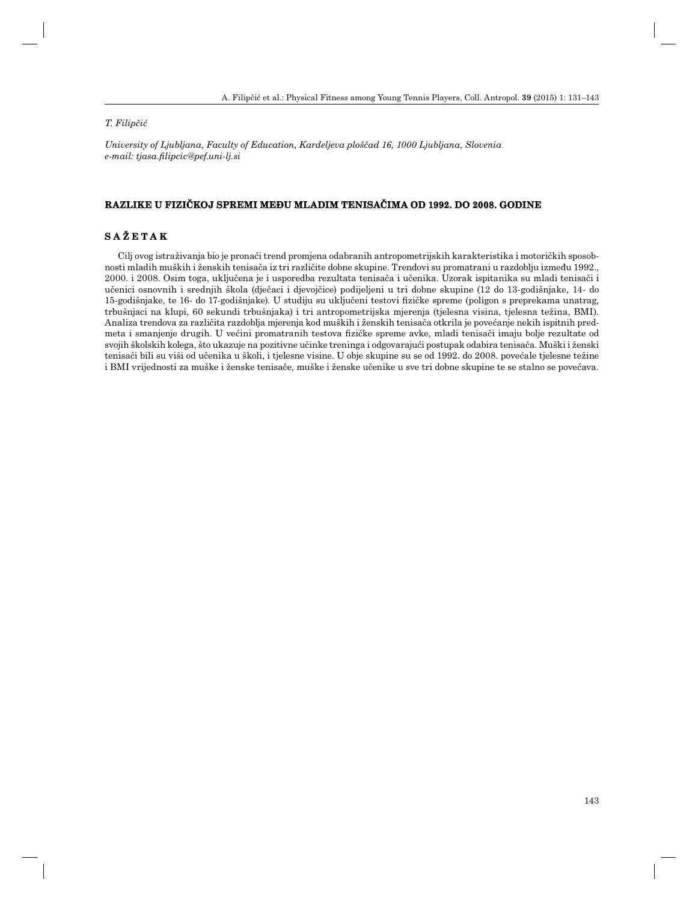*T. Filipčić*

*University of Ljubljana, Faculty of Education, Kardeljeva ploščad 16, 1000 Ljubljana, Slovenia*
*e-mail: tjasa.filipcic@pef.uni-lj.si*

## RAZLIKE U FIZIČKOJ SPREMI MEĐU MLADIM TENISAČIMA OD 1992. DO 2008. GODINE

## S A Ž E T A K

Cilj ovog istraživanja bio je pronaći trend promjena odabranih antropometrijskih karakteristika i motoričkih sposobnosti mladih muških i ženskih tenisača iz tri različite dobne skupine. Trendovi su promatrani u razdoblju između 1992., 2000. i 2008. Osim toga, uključena je i usporedba rezultata tenisača i učenika. Uzorak ispitanika su mladi tenisači i učenici osnovnih i srednjih škola (dječaci i djevojčice) podijeljeni u tri dobne skupine (12 do 13-godišnjake, 14- do 15-godišnjake, te 16- do 17-godišnjake). U studiju su uključeni testovi fizičke spreme (poligon s preprekama unatrag, trbušnjaci na klupi, 60 sekundi trbušnjaka) i tri antropometrijska mjerenja (tjelesna visina, tjelesna težina, BMI). Analiza trendova za različita razdoblja mjerenja kod muških i ženskih tenisača otkrila je povećanje nekih ispitnih predmeta i smanjenje drugih. U većini promatranih testova fizičke spreme avke, mladi tenisači imaju bolje rezultate od svojih školskih kolega, što ukazuje na pozitivne učinke treninga i odgovarajući postupak odabira tenisača. Muški i ženski tenisači bili su viši od učenika u školi, i tjelesne visine. U obje skupine su se od 1992. do 2008. povećale tjelesne težine i BMI vrijednosti za muške i ženske tenisače, muške i ženske učenike u sve tri dobne skupine te se stalno se povećava.